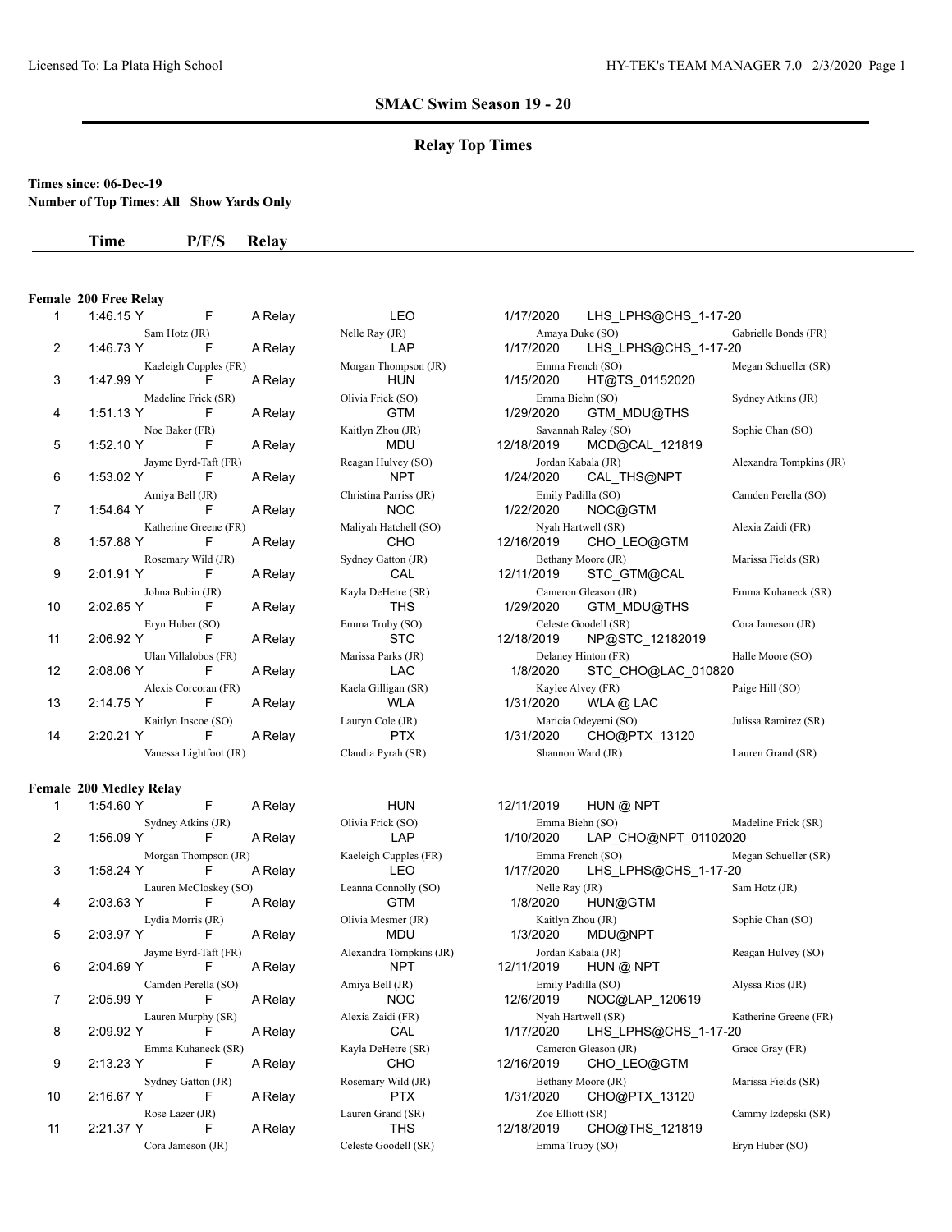Licensed To: La Plata High School

## SMAC Swim Season 19 - 20

### Relay Top Times

**Times since: 06-Dec-19**
**Number of Top Times: All Show Yards Only**

### Female 200 Free Relay

| # | Time | P/F/S | Relay | Team | Date | Meet |
|---|---|---|---|---|---|---|
| 1 | 1:46.15 Y | F | A Relay | LEO | 1/17/2020 | LHS_LPHS@CHS_1-17-20 |
| | Sam Hotz (JR) | | | Nelle Ray (JR) | Amaya Duke (SO) | Gabrielle Bonds (FR) |
| 2 | 1:46.73 Y | F | A Relay | LAP | 1/17/2020 | LHS_LPHS@CHS_1-17-20 |
| | Kaeleigh Cupples (FR) | | | Morgan Thompson (JR) | Emma French (SO) | Megan Schueller (SR) |
| 3 | 1:47.99 Y | F | A Relay | HUN | 1/15/2020 | HT@TS_01152020 |
| | Madeline Frick (SR) | | | Olivia Frick (SO) | Emma Biehn (SO) | Sydney Atkins (JR) |
| 4 | 1:51.13 Y | F | A Relay | GTM | 1/29/2020 | GTM_MDU@THS |
| | Noe Baker (FR) | | | Kaitlyn Zhou (JR) | Savannah Raley (SO) | Sophie Chan (SO) |
| 5 | 1:52.10 Y | F | A Relay | MDU | 12/18/2019 | MCD@CAL_121819 |
| | Jayme Byrd-Taft (FR) | | | Reagan Hulvey (SO) | Jordan Kabala (JR) | Alexandra Tompkins (JR) |
| 6 | 1:53.02 Y | F | A Relay | NPT | 1/24/2020 | CAL_THS@NPT |
| | Amiya Bell (JR) | | | Christina Parriss (JR) | Emily Padilla (SO) | Camden Perella (SO) |
| 7 | 1:54.64 Y | F | A Relay | NOC | 1/22/2020 | NOC@GTM |
| | Katherine Greene (FR) | | | Maliyah Hatchell (SO) | Nyah Hartwell (SR) | Alexia Zaidi (FR) |
| 8 | 1:57.88 Y | F | A Relay | CHO | 12/16/2019 | CHO_LEO@GTM |
| | Rosemary Wild (JR) | | | Sydney Gatton (JR) | Bethany Moore (JR) | Marissa Fields (SR) |
| 9 | 2:01.91 Y | F | A Relay | CAL | 12/11/2019 | STC_GTM@CAL |
| | Johna Bubin (JR) | | | Kayla DeHetre (SR) | Cameron Gleason (JR) | Emma Kuhaneck (SR) |
| 10 | 2:02.65 Y | F | A Relay | THS | 1/29/2020 | GTM_MDU@THS |
| | Eryn Huber (SO) | | | Emma Truby (SO) | Celeste Goodell (SR) | Cora Jameson (JR) |
| 11 | 2:06.92 Y | F | A Relay | STC | 12/18/2019 | NP@STC_12182019 |
| | Ulan Villalobos (FR) | | | Marissa Parks (JR) | Delaney Hinton (FR) | Halle Moore (SO) |
| 12 | 2:08.06 Y | F | A Relay | LAC | 1/8/2020 | STC_CHO@LAC_010820 |
| | Alexis Corcoran (FR) | | | Kaela Gilligan (SR) | Kaylee Alvey (FR) | Paige Hill (SO) |
| 13 | 2:14.75 Y | F | A Relay | WLA | 1/31/2020 | WLA @ LAC |
| | Kaitlyn Inscoe (SO) | | | Lauryn Cole (JR) | Maricia Odeyemi (SO) | Julissa Ramirez (SR) |
| 14 | 2:20.21 Y | F | A Relay | PTX | 1/31/2020 | CHO@PTX_13120 |
| | Vanessa Lightfoot (JR) | | | Claudia Pyrah (SR) | Shannon Ward (JR) | Lauren Grand (SR) |

### Female 200 Medley Relay

| # | Time | P/F/S | Relay | Team | Date | Meet |
|---|---|---|---|---|---|---|
| 1 | 1:54.60 Y | F | A Relay | HUN | 12/11/2019 | HUN @ NPT |
| | Sydney Atkins (JR) | | | Olivia Frick (SO) | Emma Biehn (SO) | Madeline Frick (SR) |
| 2 | 1:56.09 Y | F | A Relay | LAP | 1/10/2020 | LAP_CHO@NPT_01102020 |
| | Morgan Thompson (JR) | | | Kaeleigh Cupples (FR) | Emma French (SO) | Megan Schueller (SR) |
| 3 | 1:58.24 Y | F | A Relay | LEO | 1/17/2020 | LHS_LPHS@CHS_1-17-20 |
| | Lauren McCloskey (SO) | | | Leanna Connolly (SO) | Nelle Ray (JR) | Sam Hotz (JR) |
| 4 | 2:03.63 Y | F | A Relay | GTM | 1/8/2020 | HUN@GTM |
| | Lydia Morris (JR) | | | Olivia Mesmer (JR) | Kaitlyn Zhou (JR) | Sophie Chan (SO) |
| 5 | 2:03.97 Y | F | A Relay | MDU | 1/3/2020 | MDU@NPT |
| | Jayme Byrd-Taft (FR) | | | Alexandra Tompkins (JR) | Jordan Kabala (JR) | Reagan Hulvey (SO) |
| 6 | 2:04.69 Y | F | A Relay | NPT | 12/11/2019 | HUN @ NPT |
| | Camden Perella (SO) | | | Amiya Bell (JR) | Emily Padilla (SO) | Alyssa Rios (JR) |
| 7 | 2:05.99 Y | F | A Relay | NOC | 12/6/2019 | NOC@LAP_120619 |
| | Lauren Murphy (SR) | | | Alexia Zaidi (FR) | Nyah Hartwell (SR) | Katherine Greene (FR) |
| 8 | 2:09.92 Y | F | A Relay | CAL | 1/17/2020 | LHS_LPHS@CHS_1-17-20 |
| | Emma Kuhaneck (SR) | | | Kayla DeHetre (SR) | Cameron Gleason (JR) | Grace Gray (FR) |
| 9 | 2:13.23 Y | F | A Relay | CHO | 12/16/2019 | CHO_LEO@GTM |
| | Sydney Gatton (JR) | | | Rosemary Wild (JR) | Bethany Moore (JR) | Marissa Fields (SR) |
| 10 | 2:16.67 Y | F | A Relay | PTX | 1/31/2020 | CHO@PTX_13120 |
| | Rose Lazer (JR) | | | Lauren Grand (SR) | Zoe Elliott (SR) | Cammy Izdepski (SR) |
| 11 | 2:21.37 Y | F | A Relay | THS | 12/18/2019 | CHO@THS_121819 |
| | Cora Jameson (JR) | | | Celeste Goodell (SR) | Emma Truby (SO) | Eryn Huber (SO) |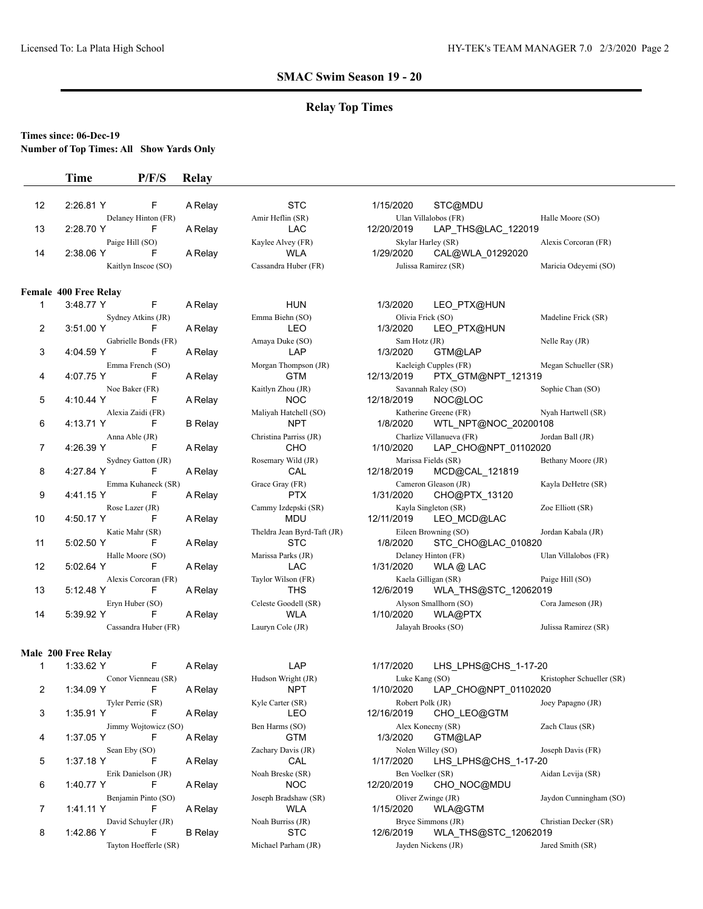## SMAC Swim Season 19 - 20

### Relay Top Times

**Times since: 06-Dec-19**
**Number of Top Times: All Show Yards Only**

| | Time | P/F/S | Relay | Team | Date | Meet |
|---|---|---|---|---|---|---|
| 12 | 2:26.81 Y | F | A Relay | STC | 1/15/2020 | STC@MDU |
| | Delaney Hinton (FR) | | | Amir Heflin (SR) | Ulan Villalobos (FR) | Halle Moore (SO) |
| 13 | 2:28.70 Y | F | A Relay | LAC | 12/20/2019 | LAP_THS@LAC_122019 |
| | Paige Hill (SO) | | | Kaylee Alvey (FR) | Skylar Harley (SR) | Alexis Corcoran (FR) |
| 14 | 2:38.06 Y | F | A Relay | WLA | 1/29/2020 | CAL@WLA_01292020 |
| | Kaitlyn Inscoe (SO) | | | Cassandra Huber (FR) | Julissa Ramirez (SR) | Maricia Odeyemi (SO) |

**Female 400 Free Relay**

| | Time | P/F/S | Relay | Team | Date | Meet |
|---|---|---|---|---|---|---|
| 1 | 3:48.77 Y | F | A Relay | HUN | 1/3/2020 | LEO_PTX@HUN |
| | Sydney Atkins (JR) | | | Emma Biehn (SO) | Olivia Frick (SO) | Madeline Frick (SR) |
| 2 | 3:51.00 Y | F | A Relay | LEO | 1/3/2020 | LEO_PTX@HUN |
| | Gabrielle Bonds (FR) | | | Amaya Duke (SO) | Sam Hotz (JR) | Nelle Ray (JR) |
| 3 | 4:04.59 Y | F | A Relay | LAP | 1/3/2020 | GTM@LAP |
| | Emma French (SO) | | | Morgan Thompson (JR) | Kaeleigh Cupples (FR) | Megan Schueller (SR) |
| 4 | 4:07.75 Y | F | A Relay | GTM | 12/13/2019 | PTX_GTM@NPT_121319 |
| | Noe Baker (FR) | | | Kaitlyn Zhou (JR) | Savannah Raley (SO) | Sophie Chan (SO) |
| 5 | 4:10.44 Y | F | A Relay | NOC | 12/18/2019 | NOC@LOC |
| | Alexia Zaidi (FR) | | | Maliyah Hatchell (SO) | Katherine Greene (FR) | Nyah Hartwell (SR) |
| 6 | 4:13.71 Y | F | B Relay | NPT | 1/8/2020 | WTL_NPT@NOC_20200108 |
| | Anna Able (JR) | | | Christina Parriss (JR) | Charlize Villanueva (FR) | Jordan Ball (JR) |
| 7 | 4:26.39 Y | F | A Relay | CHO | 1/10/2020 | LAP_CHO@NPT_01102020 |
| | Sydney Gatton (JR) | | | Rosemary Wild (JR) | Marissa Fields (SR) | Bethany Moore (JR) |
| 8 | 4:27.84 Y | F | A Relay | CAL | 12/18/2019 | MCD@CAL_121819 |
| | Emma Kuhaneck (SR) | | | Grace Gray (FR) | Cameron Gleason (JR) | Kayla DeHetre (SR) |
| 9 | 4:41.15 Y | F | A Relay | PTX | 1/31/2020 | CHO@PTX_13120 |
| | Rose Lazer (JR) | | | Cammy Izdepski (SR) | Kayla Singleton (SR) | Zoe Elliott (SR) |
| 10 | 4:50.17 Y | F | A Relay | MDU | 12/11/2019 | LEO_MCD@LAC |
| | Katie Mahr (SR) | | | Theldra Jean Byrd-Taft (JR) | Eileen Browning (SO) | Jordan Kabala (JR) |
| 11 | 5:02.50 Y | F | A Relay | STC | 1/8/2020 | STC_CHO@LAC_010820 |
| | Halle Moore (SO) | | | Marissa Parks (JR) | Delaney Hinton (FR) | Ulan Villalobos (FR) |
| 12 | 5:02.64 Y | F | A Relay | LAC | 1/31/2020 | WLA @ LAC |
| | Alexis Corcoran (FR) | | | Taylor Wilson (FR) | Kaela Gilligan (SR) | Paige Hill (SO) |
| 13 | 5:12.48 Y | F | A Relay | THS | 12/6/2019 | WLA_THS@STC_12062019 |
| | Eryn Huber (SO) | | | Celeste Goodell (SR) | Alyson Smallhorn (SO) | Cora Jameson (JR) |
| 14 | 5:39.92 Y | F | A Relay | WLA | 1/10/2020 | WLA@PTX |
| | Cassandra Huber (FR) | | | Lauryn Cole (JR) | Jalayah Brooks (SO) | Julissa Ramirez (SR) |

**Male 200 Free Relay**

| | Time | P/F/S | Relay | Team | Date | Meet |
|---|---|---|---|---|---|---|
| 1 | 1:33.62 Y | F | A Relay | LAP | 1/17/2020 | LHS_LPHS@CHS_1-17-20 |
| | Conor Vienneau (SR) | | | Hudson Wright (JR) | Luke Kang (SO) | Kristopher Schueller (SR) |
| 2 | 1:34.09 Y | F | A Relay | NPT | 1/10/2020 | LAP_CHO@NPT_01102020 |
| | Tyler Perrie (SR) | | | Kyle Carter (SR) | Robert Polk (JR) | Joey Papagno (JR) |
| 3 | 1:35.91 Y | F | A Relay | LEO | 12/16/2019 | CHO_LEO@GTM |
| | Jimmy Wojtowicz (SO) | | | Ben Harms (SO) | Alex Konecny (SR) | Zach Claus (SR) |
| 4 | 1:37.05 Y | F | A Relay | GTM | 1/3/2020 | GTM@LAP |
| | Sean Eby (SO) | | | Zachary Davis (JR) | Nolen Willey (SO) | Joseph Davis (FR) |
| 5 | 1:37.18 Y | F | A Relay | CAL | 1/17/2020 | LHS_LPHS@CHS_1-17-20 |
| | Erik Danielson (JR) | | | Noah Breske (SR) | Ben Voelker (SR) | Aidan Levija (SR) |
| 6 | 1:40.77 Y | F | A Relay | NOC | 12/20/2019 | CHO_NOC@MDU |
| | Benjamin Pinto (SO) | | | Joseph Bradshaw (SR) | Oliver Zwinge (JR) | Jaydon Cunningham (SO) |
| 7 | 1:41.11 Y | F | A Relay | WLA | 1/15/2020 | WLA@GTM |
| | David Schuyler (JR) | | | Noah Burriss (JR) | Bryce Simmons (JR) | Christian Decker (SR) |
| 8 | 1:42.86 Y | F | B Relay | STC | 12/6/2019 | WLA_THS@STC_12062019 |
| | Tayton Hoefferle (SR) | | | Michael Parham (JR) | Jayden Nickens (JR) | Jared Smith (SR) |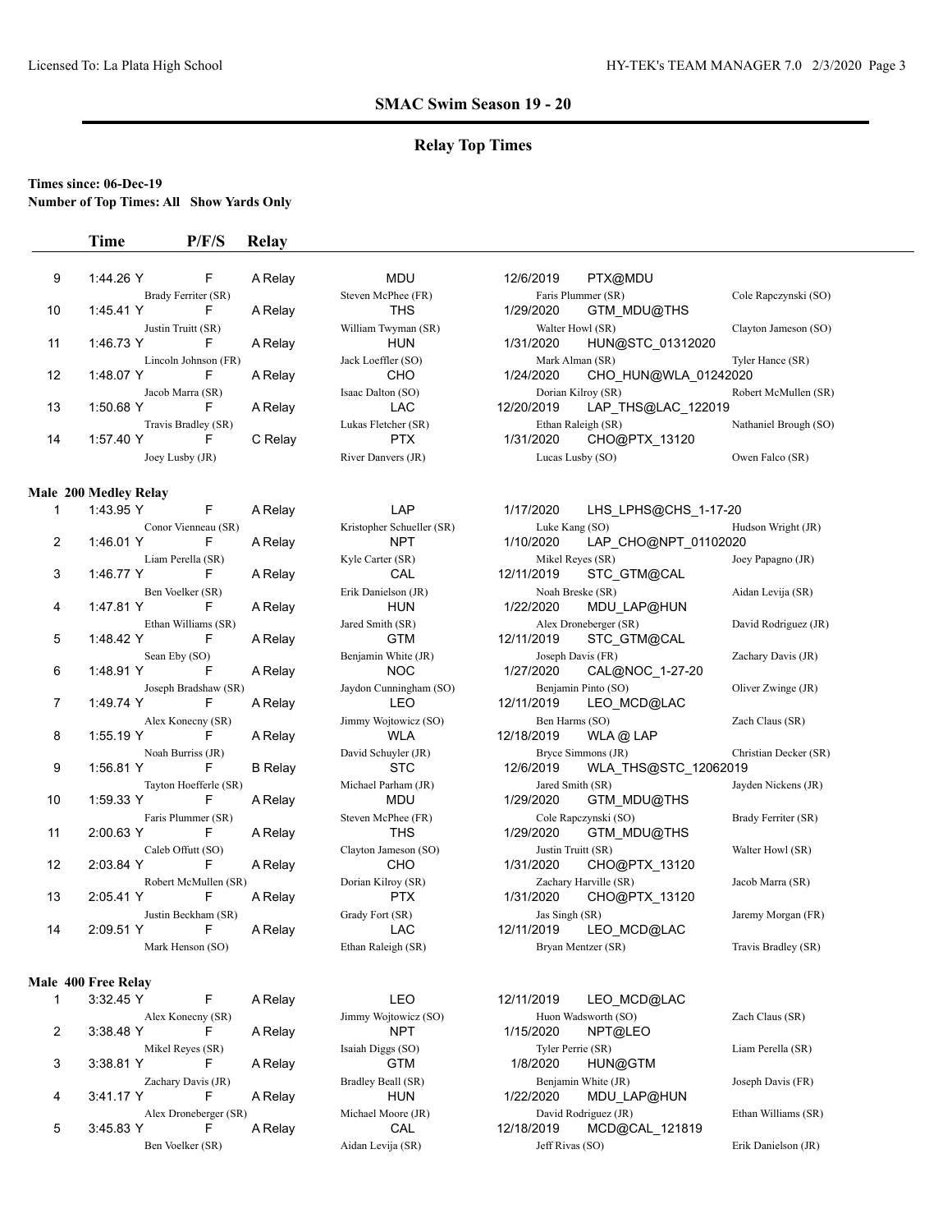## SMAC Swim Season 19 - 20

### Relay Top Times

**Times since: 06-Dec-19**
**Number of Top Times: All Show Yards Only**

| | Time | P/F/S | Relay | Team | Date | Meet | |
|---|---|---|---|---|---|---|---|
| 9 | 1:44.26 Y | F | A Relay | MDU | 12/6/2019 | PTX@MDU | |
| | Brady Ferriter (SR) | | | Steven McPhee (FR) | Faris Plummer (SR) | | Cole Rapczynski (SO) |
| 10 | 1:45.41 Y | F | A Relay | THS | 1/29/2020 | GTM_MDU@THS | |
| | Justin Truitt (SR) | | | William Twyman (SR) | Walter Howl (SR) | | Clayton Jameson (SO) |
| 11 | 1:46.73 Y | F | A Relay | HUN | 1/31/2020 | HUN@STC_01312020 | |
| | Lincoln Johnson (FR) | | | Jack Loeffler (SO) | Mark Alman (SR) | | Tyler Hance (SR) |
| 12 | 1:48.07 Y | F | A Relay | CHO | 1/24/2020 | CHO_HUN@WLA_01242020 | |
| | Jacob Marra (SR) | | | Isaac Dalton (SO) | Dorian Kilroy (SR) | | Robert McMullen (SR) |
| 13 | 1:50.68 Y | F | A Relay | LAC | 12/20/2019 | LAP_THS@LAC_122019 | |
| | Travis Bradley (SR) | | | Lukas Fletcher (SR) | Ethan Raleigh (SR) | | Nathaniel Brough (SO) |
| 14 | 1:57.40 Y | F | C Relay | PTX | 1/31/2020 | CHO@PTX_13120 | |
| | Joey Lusby (JR) | | | River Danvers (JR) | Lucas Lusby (SO) | | Owen Falco (SR) |

**Male 200 Medley Relay**

| | Time | P/F/S | Relay | Team | Date | Meet | |
|---|---|---|---|---|---|---|---|
| 1 | 1:43.95 Y | F | A Relay | LAP | 1/17/2020 | LHS_LPHS@CHS_1-17-20 | |
| | Conor Vienneau (SR) | | | Kristopher Schueller (SR) | Luke Kang (SO) | | Hudson Wright (JR) |
| 2 | 1:46.01 Y | F | A Relay | NPT | 1/10/2020 | LAP_CHO@NPT_01102020 | |
| | Liam Perella (SR) | | | Kyle Carter (SR) | Mikel Reyes (SR) | | Joey Papagno (JR) |
| 3 | 1:46.77 Y | F | A Relay | CAL | 12/11/2019 | STC_GTM@CAL | |
| | Ben Voelker (SR) | | | Erik Danielson (JR) | Noah Breske (SR) | | Aidan Levija (SR) |
| 4 | 1:47.81 Y | F | A Relay | HUN | 1/22/2020 | MDU_LAP@HUN | |
| | Ethan Williams (SR) | | | Jared Smith (SR) | Alex Droneberger (SR) | | David Rodriguez (JR) |
| 5 | 1:48.42 Y | F | A Relay | GTM | 12/11/2019 | STC_GTM@CAL | |
| | Sean Eby (SO) | | | Benjamin White (JR) | Joseph Davis (FR) | | Zachary Davis (JR) |
| 6 | 1:48.91 Y | F | A Relay | NOC | 1/27/2020 | CAL@NOC_1-27-20 | |
| | Joseph Bradshaw (SR) | | | Jaydon Cunningham (SO) | Benjamin Pinto (SO) | | Oliver Zwinge (JR) |
| 7 | 1:49.74 Y | F | A Relay | LEO | 12/11/2019 | LEO_MCD@LAC | |
| | Alex Konecny (SR) | | | Jimmy Wojtowicz (SO) | Ben Harms (SO) | | Zach Claus (SR) |
| 8 | 1:55.19 Y | F | A Relay | WLA | 12/18/2019 | WLA @ LAP | |
| | Noah Burriss (JR) | | | David Schuyler (JR) | Bryce Simmons (JR) | | Christian Decker (SR) |
| 9 | 1:56.81 Y | F | B Relay | STC | 12/6/2019 | WLA_THS@STC_12062019 | |
| | Tayton Hoefferle (SR) | | | Michael Parham (JR) | Jared Smith (SR) | | Jayden Nickens (JR) |
| 10 | 1:59.33 Y | F | A Relay | MDU | 1/29/2020 | GTM_MDU@THS | |
| | Faris Plummer (SR) | | | Steven McPhee (FR) | Cole Rapczynski (SO) | | Brady Ferriter (SR) |
| 11 | 2:00.63 Y | F | A Relay | THS | 1/29/2020 | GTM_MDU@THS | |
| | Caleb Offutt (SO) | | | Clayton Jameson (SO) | Justin Truitt (SR) | | Walter Howl (SR) |
| 12 | 2:03.84 Y | F | A Relay | CHO | 1/31/2020 | CHO@PTX_13120 | |
| | Robert McMullen (SR) | | | Dorian Kilroy (SR) | Zachary Harville (SR) | | Jacob Marra (SR) |
| 13 | 2:05.41 Y | F | A Relay | PTX | 1/31/2020 | CHO@PTX_13120 | |
| | Justin Beckham (SR) | | | Grady Fort (SR) | Jas Singh (SR) | | Jaremy Morgan (FR) |
| 14 | 2:09.51 Y | F | A Relay | LAC | 12/11/2019 | LEO_MCD@LAC | |
| | Mark Henson (SO) | | | Ethan Raleigh (SR) | Bryan Mentzer (SR) | | Travis Bradley (SR) |

**Male 400 Free Relay**

| | Time | P/F/S | Relay | Team | Date | Meet | |
|---|---|---|---|---|---|---|---|
| 1 | 3:32.45 Y | F | A Relay | LEO | 12/11/2019 | LEO_MCD@LAC | |
| | Alex Konecny (SR) | | | Jimmy Wojtowicz (SO) | Huon Wadsworth (SO) | | Zach Claus (SR) |
| 2 | 3:38.48 Y | F | A Relay | NPT | 1/15/2020 | NPT@LEO | |
| | Mikel Reyes (SR) | | | Isaiah Diggs (SO) | Tyler Perrie (SR) | | Liam Perella (SR) |
| 3 | 3:38.81 Y | F | A Relay | GTM | 1/8/2020 | HUN@GTM | |
| | Zachary Davis (JR) | | | Bradley Beall (SR) | Benjamin White (JR) | | Joseph Davis (FR) |
| 4 | 3:41.17 Y | F | A Relay | HUN | 1/22/2020 | MDU_LAP@HUN | |
| | Alex Droneberger (SR) | | | Michael Moore (JR) | David Rodriguez (JR) | | Ethan Williams (SR) |
| 5 | 3:45.83 Y | F | A Relay | CAL | 12/18/2019 | MCD@CAL_121819 | |
| | Ben Voelker (SR) | | | Aidan Levija (SR) | Jeff Rivas (SO) | | Erik Danielson (JR) |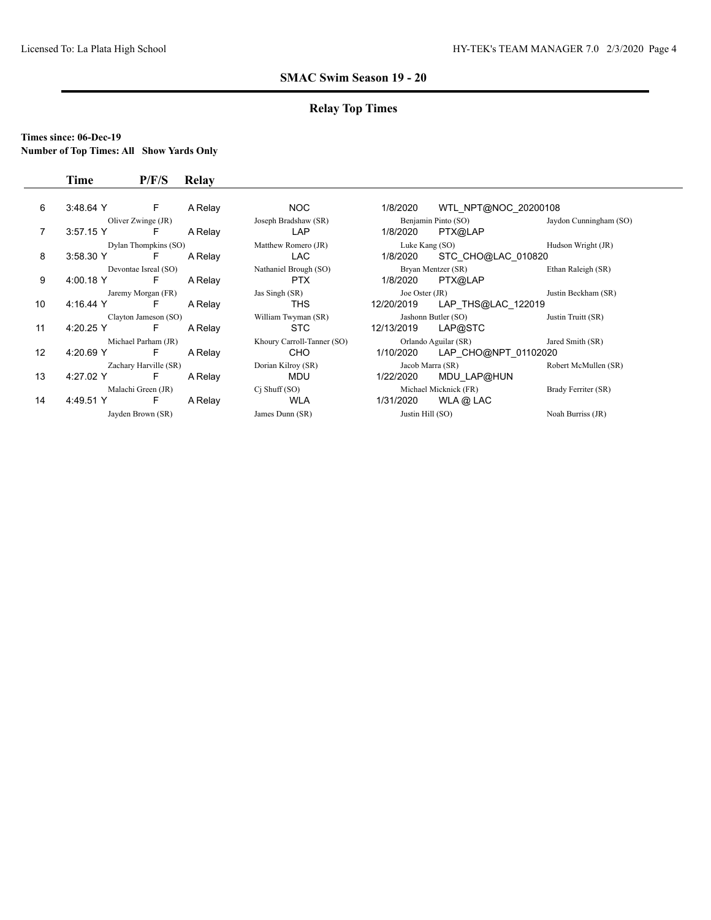## SMAC Swim Season 19 - 20

### Relay Top Times

**Times since: 06-Dec-19**
**Number of Top Times: All Show Yards Only**

| | Time | P/F/S | Relay | | | | |
|---|---|---|---|---|---|---|---|
| 6 | 3:48.64 Y | F | A Relay | NOC | 1/8/2020 | WTL_NPT@NOC_20200108 | |
| | | Oliver Zwinge (JR) | | Joseph Bradshaw (SR) | Benjamin Pinto (SO) | | Jaydon Cunningham (SO) |
| 7 | 3:57.15 Y | F | A Relay | LAP | 1/8/2020 | PTX@LAP | |
| | | Dylan Thompkins (SO) | | Matthew Romero (JR) | Luke Kang (SO) | | Hudson Wright (JR) |
| 8 | 3:58.30 Y | F | A Relay | LAC | 1/8/2020 | STC_CHO@LAC_010820 | |
| | | Devontae Isreal (SO) | | Nathaniel Brough (SO) | Bryan Mentzer (SR) | | Ethan Raleigh (SR) |
| 9 | 4:00.18 Y | F | A Relay | PTX | 1/8/2020 | PTX@LAP | |
| | | Jaremy Morgan (FR) | | Jas Singh (SR) | Joe Oster (JR) | | Justin Beckham (SR) |
| 10 | 4:16.44 Y | F | A Relay | THS | 12/20/2019 | LAP_THS@LAC_122019 | |
| | | Clayton Jameson (SO) | | William Twyman (SR) | Jashonn Butler (SO) | | Justin Truitt (SR) |
| 11 | 4:20.25 Y | F | A Relay | STC | 12/13/2019 | LAP@STC | |
| | | Michael Parham (JR) | | Khoury Carroll-Tanner (SO) | Orlando Aguilar (SR) | | Jared Smith (SR) |
| 12 | 4:20.69 Y | F | A Relay | CHO | 1/10/2020 | LAP_CHO@NPT_01102020 | |
| | | Zachary Harville (SR) | | Dorian Kilroy (SR) | Jacob Marra (SR) | | Robert McMullen (SR) |
| 13 | 4:27.02 Y | F | A Relay | MDU | 1/22/2020 | MDU_LAP@HUN | |
| | | Malachi Green (JR) | | Cj Shuff (SO) | Michael Micknick (FR) | | Brady Ferriter (SR) |
| 14 | 4:49.51 Y | F | A Relay | WLA | 1/31/2020 | WLA @ LAC | |
| | | Jayden Brown (SR) | | James Dunn (SR) | Justin Hill (SO) | | Noah Burriss (JR) |